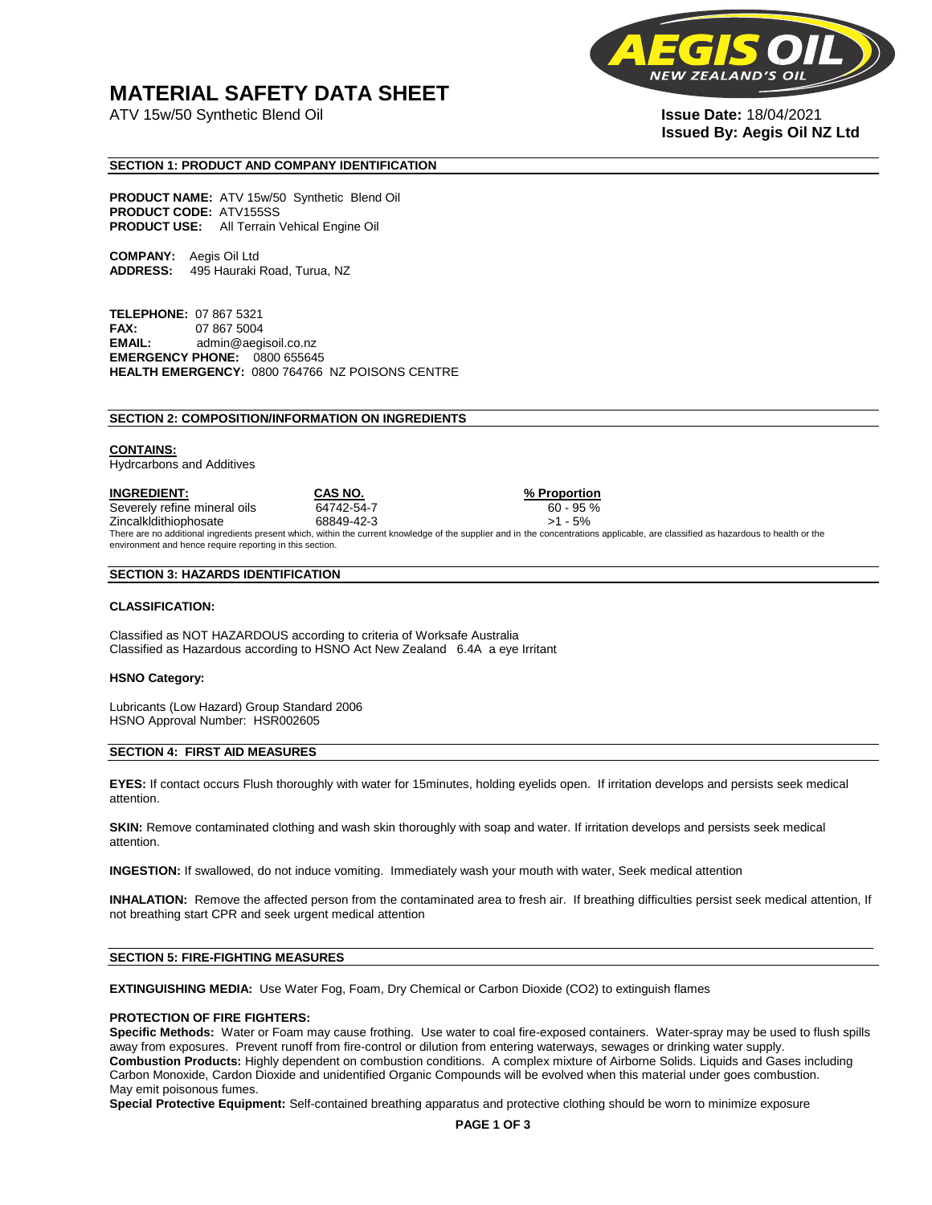# MATERIAL SAFETY DATA SHEET

ATV 15w/50 Synthetic Blend Oil

**Issue Date:** 18/04/2021
**Issued By: Aegis Oil NZ Ltd**

## SECTION 1: PRODUCT AND COMPANY IDENTIFICATION

**PRODUCT NAME:** ATV 15w/50 Synthetic Blend Oil
**PRODUCT CODE:** ATV155SS
**PRODUCT USE:** All Terrain Vehical Engine Oil

**COMPANY:** Aegis Oil Ltd
**ADDRESS:** 495 Hauraki Road, Turua, NZ

**TELEPHONE:** 07 867 5321
**FAX:** 07 867 5004
**EMAIL:** admin@aegisoil.co.nz
**EMERGENCY PHONE:** 0800 655645
**HEALTH EMERGENCY:** 0800 764766 NZ POISONS CENTRE

## SECTION 2: COMPOSITION/INFORMATION ON INGREDIENTS

**CONTAINS:**
Hydrcarbons and Additives

| INGREDIENT: | CAS NO. | % Proportion |
|---|---|---|
| Severely refine mineral oils | 64742-54-7 | 60 - 95 % |
| Zincalkldithiophosate | 68849-42-3 | >1 - 5% |

There are no additional ingredients present which, within the current knowledge of the supplier and in the concentrations applicable, are classified as hazardous to health or the environment and hence require reporting in this section.

## SECTION 3: HAZARDS IDENTIFICATION

**CLASSIFICATION:**

Classified as NOT HAZARDOUS according to criteria of Worksafe Australia
Classified as Hazardous according to HSNO Act New Zealand 6.4A a eye Irritant

**HSNO Category:**

Lubricants (Low Hazard) Group Standard 2006
HSNO Approval Number: HSR002605

## SECTION 4: FIRST AID MEASURES

**EYES:** If contact occurs Flush thoroughly with water for 15minutes, holding eyelids open. If irritation develops and persists seek medical attention.

**SKIN:** Remove contaminated clothing and wash skin thoroughly with soap and water. If irritation develops and persists seek medical attention.

**INGESTION:** If swallowed, do not induce vomiting. Immediately wash your mouth with water, Seek medical attention

**INHALATION:** Remove the affected person from the contaminated area to fresh air. If breathing difficulties persist seek medical attention, If not breathing start CPR and seek urgent medical attention

## SECTION 5: FIRE-FIGHTING MEASURES

**EXTINGUISHING MEDIA:** Use Water Fog, Foam, Dry Chemical or Carbon Dioxide ($CO_2$) to extinguish flames

**PROTECTION OF FIRE FIGHTERS:**
**Specific Methods:** Water or Foam may cause frothing. Use water to coal fire-exposed containers. Water-spray may be used to flush spills away from exposures. Prevent runoff from fire-control or dilution from entering waterways, sewages or drinking water supply.
**Combustion Products:** Highly dependent on combustion conditions. A complex mixture of Airborne Solids. Liquids and Gases including Carbon Monoxide, Cardon Dioxide and unidentified Organic Compounds will be evolved when this material under goes combustion.
May emit poisonous fumes.
**Special Protective Equipment:** Self-contained breathing apparatus and protective clothing should be worn to minimize exposure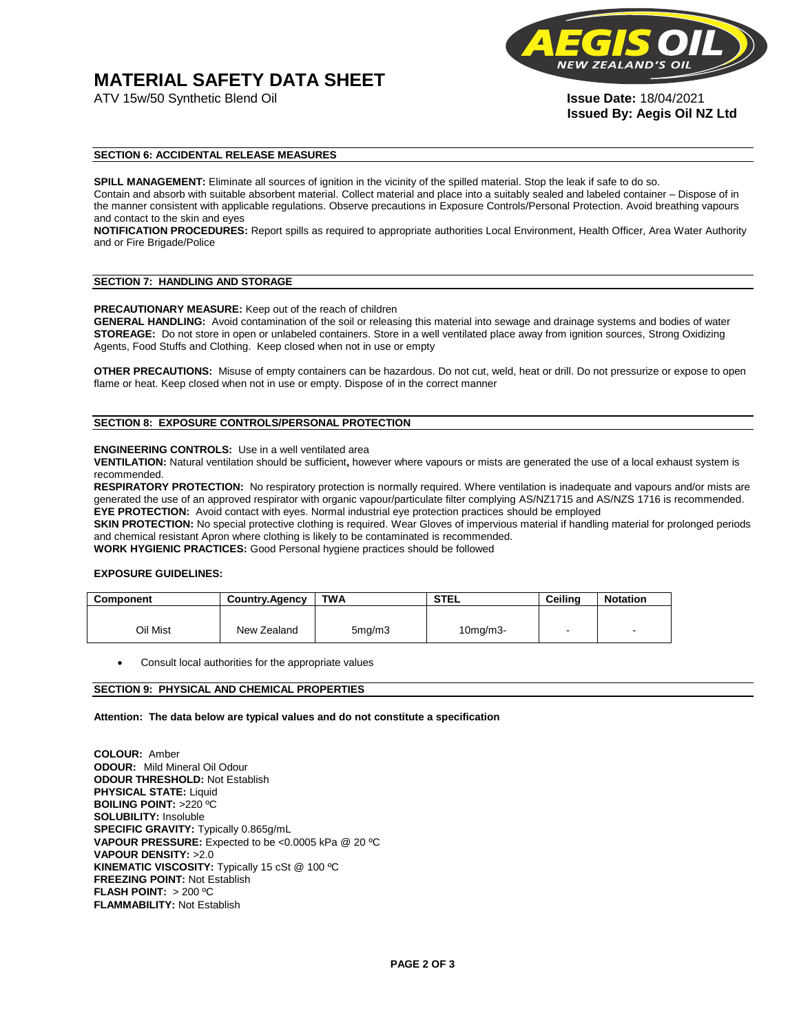# MATERIAL SAFETY DATA SHEET

ATV 15w/50 Synthetic Blend Oil

**Issue Date:** 18/04/2021
**Issued By: Aegis Oil NZ Ltd**

## SECTION 6: ACCIDENTAL RELEASE MEASURES

**SPILL MANAGEMENT:** Eliminate all sources of ignition in the vicinity of the spilled material. Stop the leak if safe to do so. Contain and absorb with suitable absorbent material. Collect material and place into a suitably sealed and labeled container – Dispose of in the manner consistent with applicable regulations. Observe precautions in Exposure Controls/Personal Protection. Avoid breathing vapours and contact to the skin and eyes

**NOTIFICATION PROCEDURES:** Report spills as required to appropriate authorities Local Environment, Health Officer, Area Water Authority and or Fire Brigade/Police

## SECTION 7: HANDLING AND STORAGE

**PRECAUTIONARY MEASURE:** Keep out of the reach of children

**GENERAL HANDLING:** Avoid contamination of the soil or releasing this material into sewage and drainage systems and bodies of water

**STOREAGE:** Do not store in open or unlabeled containers. Store in a well ventilated place away from ignition sources, Strong Oxidizing Agents, Food Stuffs and Clothing. Keep closed when not in use or empty

**OTHER PRECAUTIONS:** Misuse of empty containers can be hazardous. Do not cut, weld, heat or drill. Do not pressurize or expose to open flame or heat. Keep closed when not in use or empty. Dispose of in the correct manner

## SECTION 8: EXPOSURE CONTROLS/PERSONAL PROTECTION

**ENGINEERING CONTROLS:** Use in a well ventilated area

**VENTILATION:** Natural ventilation should be sufficient**,** however where vapours or mists are generated the use of a local exhaust system is recommended.

**RESPIRATORY PROTECTION:** No respiratory protection is normally required. Where ventilation is inadequate and vapours and/or mists are generated the use of an approved respirator with organic vapour/particulate filter complying AS/NZ1715 and AS/NZS 1716 is recommended.

**EYE PROTECTION:** Avoid contact with eyes. Normal industrial eye protection practices should be employed

**SKIN PROTECTION:** No special protective clothing is required. Wear Gloves of impervious material if handling material for prolonged periods and chemical resistant Apron where clothing is likely to be contaminated is recommended.

**WORK HYGIENIC PRACTICES:** Good Personal hygiene practices should be followed

**EXPOSURE GUIDELINES:**

| Component | Country.Agency | TWA | STEL | Ceiling | Notation |
|---|---|---|---|---|---|
| Oil Mist | New Zealand | 5mg/m3 | 10mg/m3- | - | - |

- Consult local authorities for the appropriate values

## SECTION 9: PHYSICAL AND CHEMICAL PROPERTIES

**Attention: The data below are typical values and do not constitute a specification**

**COLOUR:** Amber
**ODOUR:** Mild Mineral Oil Odour
**ODOUR THRESHOLD:** Not Establish
**PHYSICAL STATE:** Liquid
**BOILING POINT:** >220 ºC
**SOLUBILITY:** Insoluble
**SPECIFIC GRAVITY:** Typically 0.865g/mL
**VAPOUR PRESSURE:** Expected to be <0.0005 kPa @ 20 ºC
**VAPOUR DENSITY:** >2.0
**KINEMATIC VISCOSITY:** Typically 15 cSt @ 100 ºC
**FREEZING POINT:** Not Establish
**FLASH POINT:** > 200 ºC
**FLAMMABILITY:** Not Establish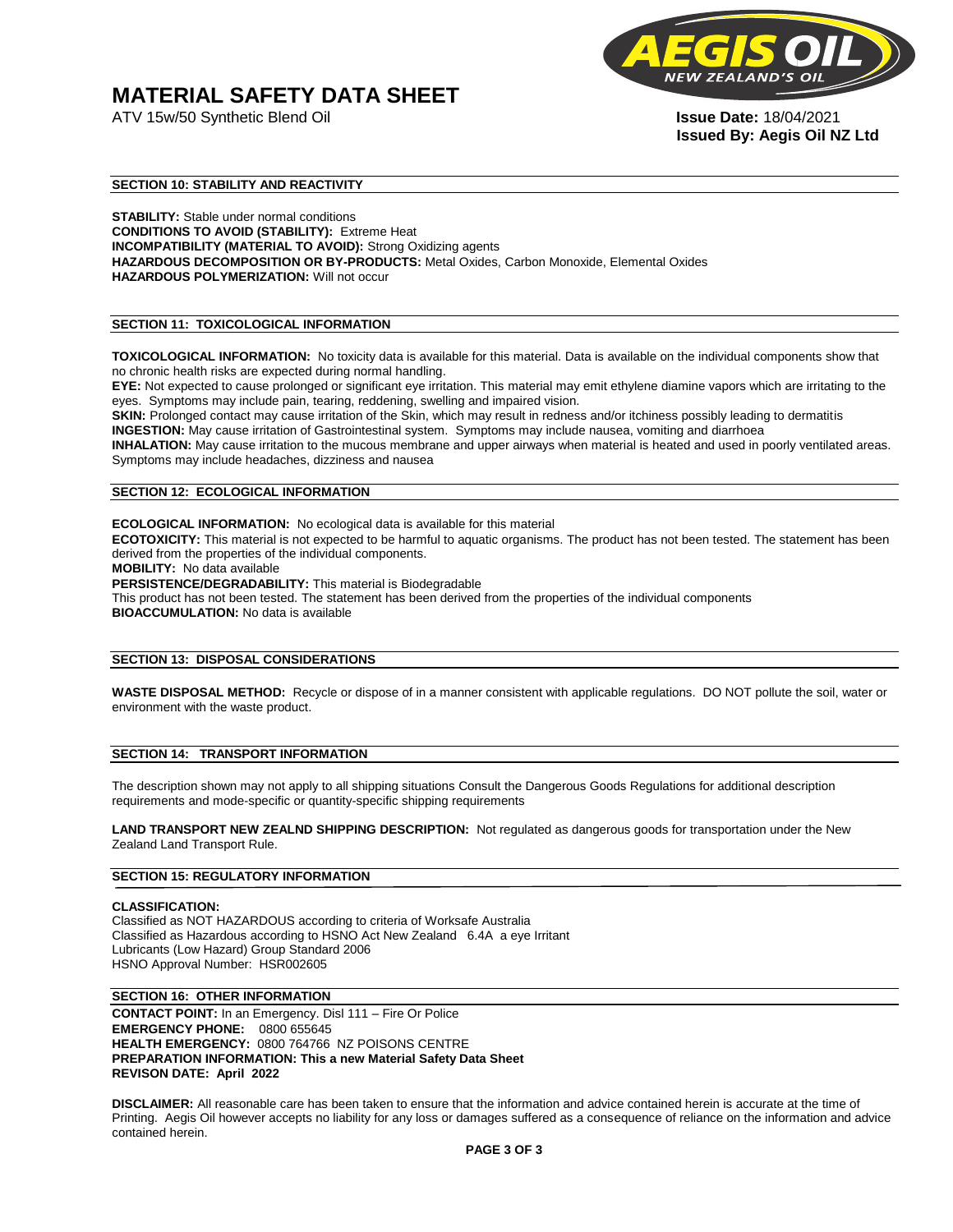# MATERIAL SAFETY DATA SHEET

ATV 15w/50 Synthetic Blend Oil

**Issue Date:** 18/04/2021
**Issued By: Aegis Oil NZ Ltd**

## SECTION 10: STABILITY AND REACTIVITY

**STABILITY:** Stable under normal conditions
**CONDITIONS TO AVOID (STABILITY):** Extreme Heat
**INCOMPATIBILITY (MATERIAL TO AVOID):** Strong Oxidizing agents
**HAZARDOUS DECOMPOSITION OR BY-PRODUCTS:** Metal Oxides, Carbon Monoxide, Elemental Oxides
**HAZARDOUS POLYMERIZATION:** Will not occur

## SECTION 11: TOXICOLOGICAL INFORMATION

**TOXICOLOGICAL INFORMATION:** No toxicity data is available for this material. Data is available on the individual components show that no chronic health risks are expected during normal handling.
**EYE:** Not expected to cause prolonged or significant eye irritation. This material may emit ethylene diamine vapors which are irritating to the eyes. Symptoms may include pain, tearing, reddening, swelling and impaired vision.
**SKIN:** Prolonged contact may cause irritation of the Skin, which may result in redness and/or itchiness possibly leading to dermatitis
**INGESTION:** May cause irritation of Gastrointestinal system. Symptoms may include nausea, vomiting and diarrhoea
**INHALATION:** May cause irritation to the mucous membrane and upper airways when material is heated and used in poorly ventilated areas. Symptoms may include headaches, dizziness and nausea

## SECTION 12: ECOLOGICAL INFORMATION

**ECOLOGICAL INFORMATION:** No ecological data is available for this material
**ECOTOXICITY:** This material is not expected to be harmful to aquatic organisms. The product has not been tested. The statement has been derived from the properties of the individual components.
**MOBILITY:** No data available
**PERSISTENCE/DEGRADABILITY:** This material is Biodegradable
This product has not been tested. The statement has been derived from the properties of the individual components
**BIOACCUMULATION:** No data is available

## SECTION 13: DISPOSAL CONSIDERATIONS

**WASTE DISPOSAL METHOD:** Recycle or dispose of in a manner consistent with applicable regulations. DO NOT pollute the soil, water or environment with the waste product.

## SECTION 14: TRANSPORT INFORMATION

The description shown may not apply to all shipping situations Consult the Dangerous Goods Regulations for additional description requirements and mode-specific or quantity-specific shipping requirements

**LAND TRANSPORT NEW ZEALND SHIPPING DESCRIPTION:** Not regulated as dangerous goods for transportation under the New Zealand Land Transport Rule.

## SECTION 15: REGULATORY INFORMATION

**CLASSIFICATION:**
Classified as NOT HAZARDOUS according to criteria of Worksafe Australia
Classified as Hazardous according to HSNO Act New Zealand 6.4A a eye Irritant
Lubricants (Low Hazard) Group Standard 2006
HSNO Approval Number: HSR002605

## SECTION 16: OTHER INFORMATION

**CONTACT POINT:** In an Emergency. Disl 111 – Fire Or Police
**EMERGENCY PHONE:** 0800 655645
**HEALTH EMERGENCY:** 0800 764766 NZ POISONS CENTRE
**PREPARATION INFORMATION: This a new Material Safety Data Sheet**
**REVISON DATE: April 2022**

**DISCLAIMER:** All reasonable care has been taken to ensure that the information and advice contained herein is accurate at the time of Printing. Aegis Oil however accepts no liability for any loss or damages suffered as a consequence of reliance on the information and advice contained herein.